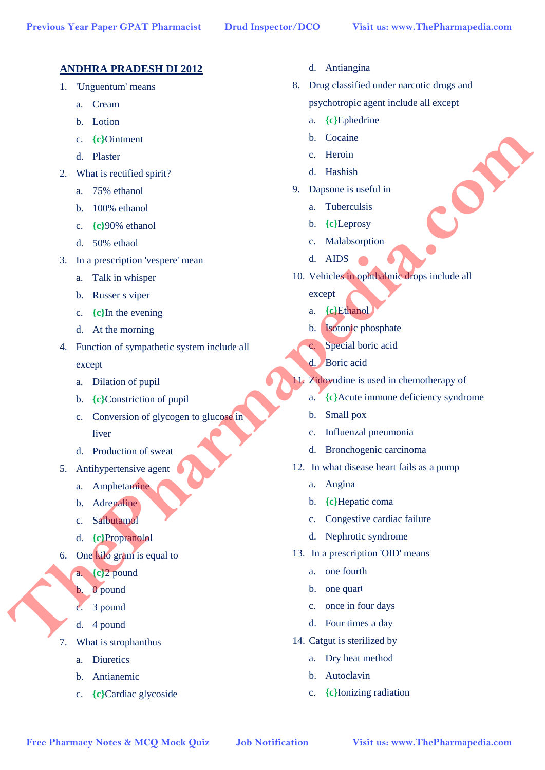## ANDHRA PRADESH DI 2012

1. 'Unguentum' means
   a. Cream
   b. Lotion
   c. {c}Ointment
   d. Plaster
2. What is rectified spirit?
   a. 75% ethanol
   b. 100% ethanol
   c. {c}90% ethanol
   d. 50% ethaol
3. In a prescription 'vespere' mean
   a. Talk in whisper
   b. Russer s viper
   c. {c}In the evening
   d. At the morning
4. Function of sympathetic system include all except
   a. Dilation of pupil
   b. {c}Constriction of pupil
   c. Conversion of glycogen to glucose in liver
   d. Production of sweat
5. Antihypertensive agent
   a. Amphetamine
   b. Adrenaline
   c. Salbutamol
   d. {c}Propranolol
6. One kilo gram is equal to
   a. {c}2 pound
   b. 0 pound
   c. 3 pound
   d. 4 pound
7. What is strophanthus
   a. Diuretics
   b. Antianemic
   c. {c}Cardiac glycoside
   d. Antiangina
8. Drug classified under narcotic drugs and psychotropic agent include all except
   a. {c}Ephedrine
   b. Cocaine
   c. Heroin
   d. Hashish
9. Dapsone is useful in
   a. Tuberculsis
   b. {c}Leprosy
   c. Malabsorption
   d. AIDS
10. Vehicles in ophthalmic drops include all except
    a. {c}Ethanol
    b. Isotonic phosphate
    c. Special boric acid
    d. Boric acid
11. Zidovudine is used in chemotherapy of
    a. {c}Acute immune deficiency syndrome
    b. Small pox
    c. Influenzal pneumonia
    d. Bronchogenic carcinoma
12. In what disease heart fails as a pump
    a. Angina
    b. {c}Hepatic coma
    c. Congestive cardiac failure
    d. Nephrotic syndrome
13. In a prescription 'OID' means
    a. one fourth
    b. one quart
    c. once in four days
    d. Four times a day
14. Catgut is sterilized by
    a. Dry heat method
    b. Autoclavin
    c. {c}Ionizing radiation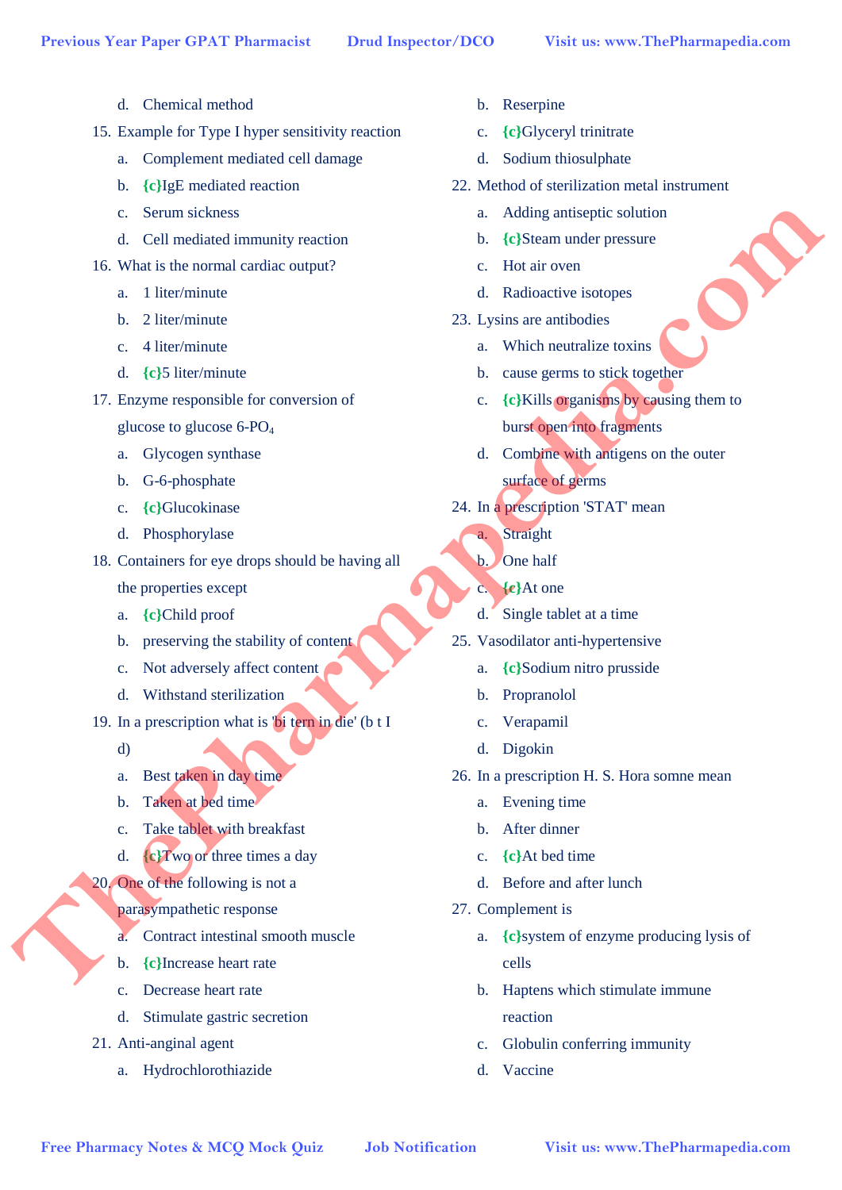d. Chemical method

15. Example for Type I hyper sensitivity reaction
    a. Complement mediated cell damage
    b. {c}IgE mediated reaction
    c. Serum sickness
    d. Cell mediated immunity reaction
16. What is the normal cardiac output?
    a. 1 liter/minute
    b. 2 liter/minute
    c. 4 liter/minute
    d. {c}5 liter/minute
17. Enzyme responsible for conversion of glucose to glucose 6-$PO_4$
    a. Glycogen synthase
    b. G-6-phosphate
    c. {c}Glucokinase
    d. Phosphorylase
18. Containers for eye drops should be having all the properties except
    a. {c}Child proof
    b. preserving the stability of content
    c. Not adversely affect content
    d. Withstand sterilization
19. In a prescription what is 'bi tern in die' (b t I d)
    a. Best taken in day time
    b. Taken at bed time
    c. Take tablet with breakfast
    d. {c}Two or three times a day
20. One of the following is not a parasympathetic response
    a. Contract intestinal smooth muscle
    b. {c}Increase heart rate
    c. Decrease heart rate
    d. Stimulate gastric secretion
21. Anti-anginal agent
    a. Hydrochlorothiazide
    b. Reserpine
    c. {c}Glyceryl trinitrate
    d. Sodium thiosulphate
22. Method of sterilization metal instrument
    a. Adding antiseptic solution
    b. {c}Steam under pressure
    c. Hot air oven
    d. Radioactive isotopes
23. Lysins are antibodies
    a. Which neutralize toxins
    b. cause germs to stick together
    c. {c}Kills organisms by causing them to burst open into fragments
    d. Combine with antigens on the outer surface of germs
24. In a prescription 'STAT' mean
    a. Straight
    b. One half
    c. {c}At one
    d. Single tablet at a time
25. Vasodilator anti-hypertensive
    a. {c}Sodium nitro prusside
    b. Propranolol
    c. Verapamil
    d. Digokin
26. In a prescription H. S. Hora somne mean
    a. Evening time
    b. After dinner
    c. {c}At bed time
    d. Before and after lunch
27. Complement is
    a. {c}system of enzyme producing lysis of cells
    b. Haptens which stimulate immune reaction
    c. Globulin conferring immunity
    d. Vaccine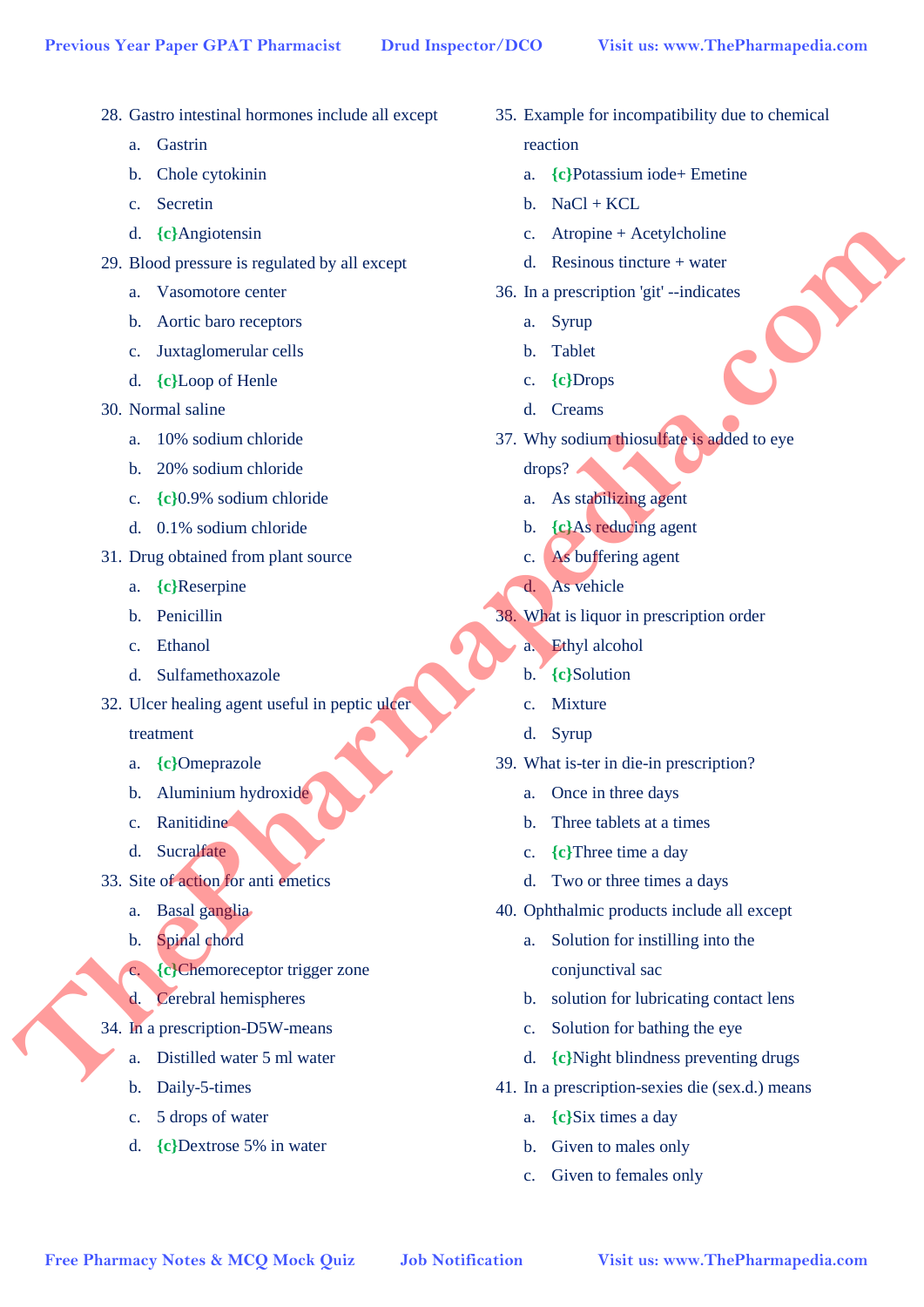28. Gastro intestinal hormones include all except
    a. Gastrin
    b. Chole cytokinin
    c. Secretin
    d. {c}Angiotensin
29. Blood pressure is regulated by all except
    a. Vasomotore center
    b. Aortic baro receptors
    c. Juxtaglomerular cells
    d. {c}Loop of Henle
30. Normal saline
    a. 10% sodium chloride
    b. 20% sodium chloride
    c. {c}0.9% sodium chloride
    d. 0.1% sodium chloride
31. Drug obtained from plant source
    a. {c}Reserpine
    b. Penicillin
    c. Ethanol
    d. Sulfamethoxazole
32. Ulcer healing agent useful in peptic ulcer treatment
    a. {c}Omeprazole
    b. Aluminium hydroxide
    c. Ranitidine
    d. Sucralfate
33. Site of action for anti emetics
    a. Basal ganglia
    b. Spinal chord
    c. {c}Chemoreceptor trigger zone
    d. Cerebral hemispheres
34. In a prescription-D5W-means
    a. Distilled water 5 ml water
    b. Daily-5-times
    c. 5 drops of water
    d. {c}Dextrose 5% in water
35. Example for incompatibility due to chemical reaction
    a. {c}Potassium iode+ Emetine
    b. NaCl + KCL
    c. Atropine + Acetylcholine
    d. Resinous tincture + water
36. In a prescription 'git' --indicates
    a. Syrup
    b. Tablet
    c. {c}Drops
    d. Creams
37. Why sodium thiosulfate is added to eye drops?
    a. As stabilizing agent
    b. {c}As reducing agent
    c. As buffering agent
    d. As vehicle
38. What is liquor in prescription order
    a. Ethyl alcohol
    b. {c}Solution
    c. Mixture
    d. Syrup
39. What is-ter in die-in prescription?
    a. Once in three days
    b. Three tablets at a times
    c. {c}Three time a day
    d. Two or three times a days
40. Ophthalmic products include all except
    a. Solution for instilling into the conjunctival sac
    b. solution for lubricating contact lens
    c. Solution for bathing the eye
    d. {c}Night blindness preventing drugs
41. In a prescription-sexies die (sex.d.) means
    a. {c}Six times a day
    b. Given to males only
    c. Given to females only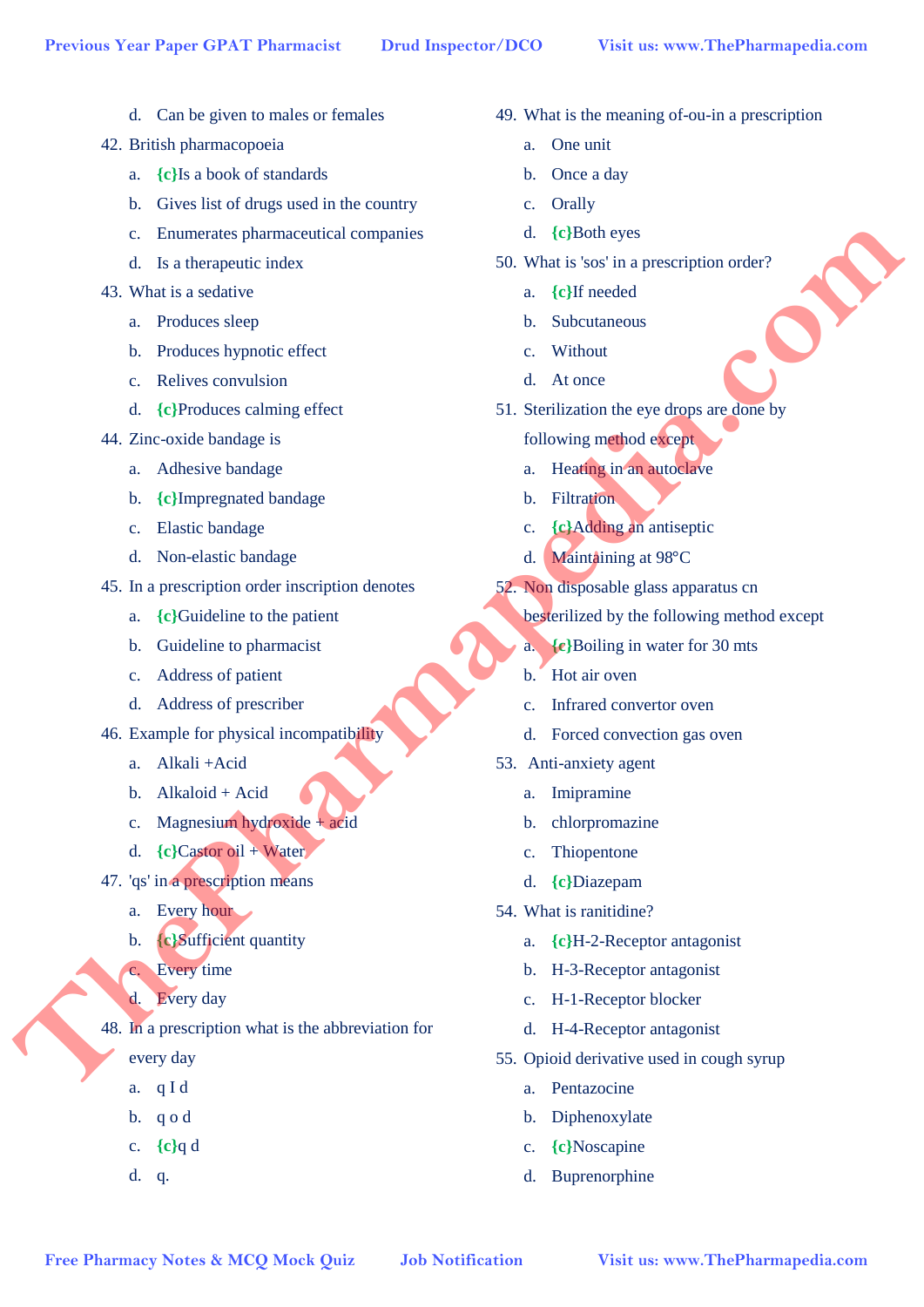d. Can be given to males or females

42. British pharmacopoeia
    a. {c}Is a book of standards
    b. Gives list of drugs used in the country
    c. Enumerates pharmaceutical companies
    d. Is a therapeutic index
43. What is a sedative
    a. Produces sleep
    b. Produces hypnotic effect
    c. Relives convulsion
    d. {c}Produces calming effect
44. Zinc-oxide bandage is
    a. Adhesive bandage
    b. {c}Impregnated bandage
    c. Elastic bandage
    d. Non-elastic bandage
45. In a prescription order inscription denotes
    a. {c}Guideline to the patient
    b. Guideline to pharmacist
    c. Address of patient
    d. Address of prescriber
46. Example for physical incompatibility
    a. Alkali +Acid
    b. Alkaloid + Acid
    c. Magnesium hydroxide + acid
    d. {c}Castor oil + Water
47. 'qs' in a prescription means
    a. Every hour
    b. {c}Sufficient quantity
    c. Every time
    d. Every day
48. In a prescription what is the abbreviation for every day
    a. q I d
    b. q o d
    c. {c}q d
    d. q.
49. What is the meaning of-ou-in a prescription
    a. One unit
    b. Once a day
    c. Orally
    d. {c}Both eyes
50. What is 'sos' in a prescription order?
    a. {c}If needed
    b. Subcutaneous
    c. Without
    d. At once
51. Sterilization the eye drops are done by following method except
    a. Heating in an autoclave
    b. Filtration
    c. {c}Adding an antiseptic
    d. Maintaining at 98°C
52. Non disposable glass apparatus cn besterilized by the following method except
    a. {c}Boiling in water for 30 mts
    b. Hot air oven
    c. Infrared convertor oven
    d. Forced convection gas oven
53. Anti-anxiety agent
    a. Imipramine
    b. chlorpromazine
    c. Thiopentone
    d. {c}Diazepam
54. What is ranitidine?
    a. {c}H-2-Receptor antagonist
    b. H-3-Receptor antagonist
    c. H-1-Receptor blocker
    d. H-4-Receptor antagonist
55. Opioid derivative used in cough syrup
    a. Pentazocine
    b. Diphenoxylate
    c. {c}Noscapine
    d. Buprenorphine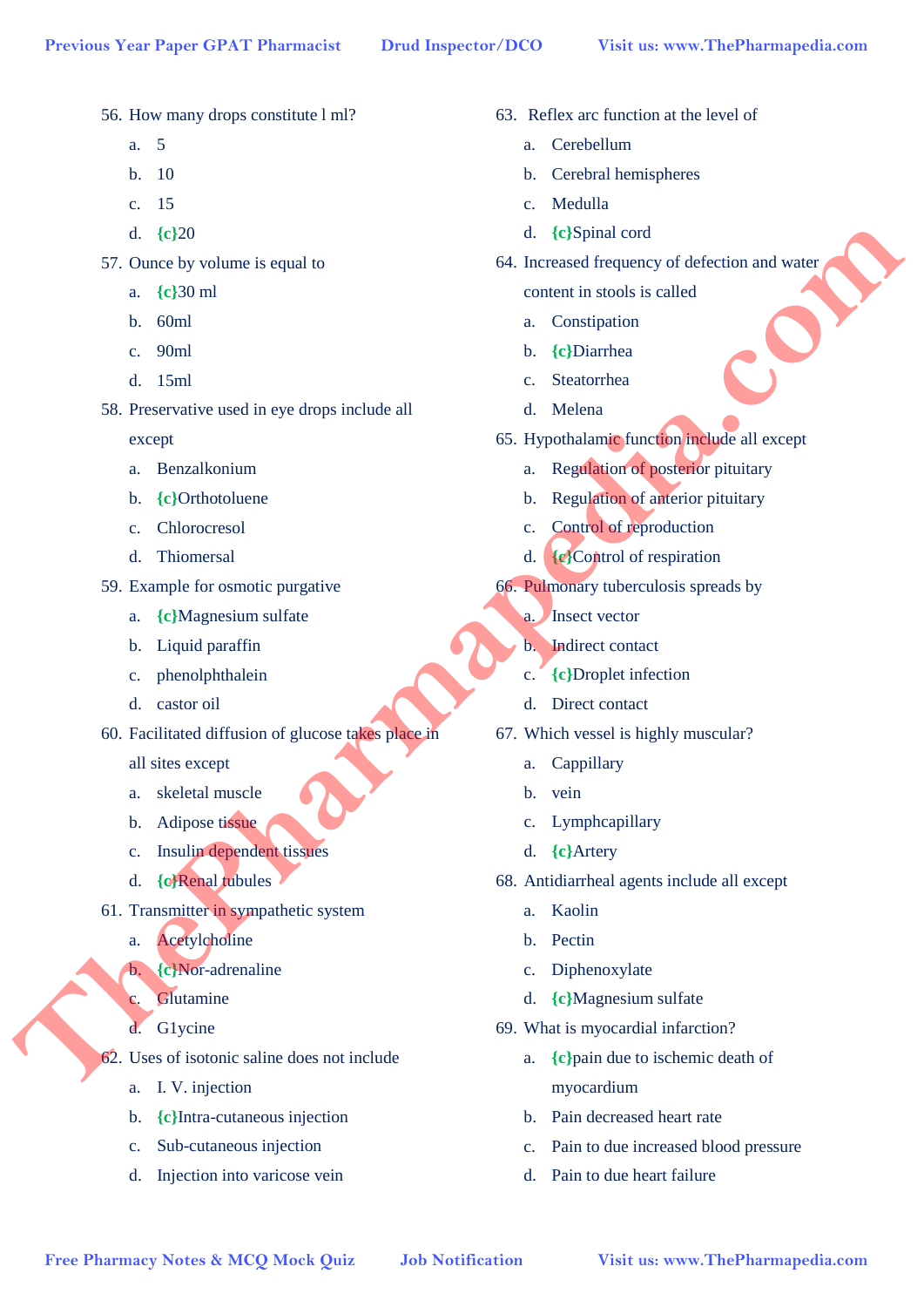56. How many drops constitute l ml?
    a. 5
    b. 10
    c. 15
    d. {c}20
57. Ounce by volume is equal to
    a. {c}30 ml
    b. 60ml
    c. 90ml
    d. 15ml
58. Preservative used in eye drops include all except
    a. Benzalkonium
    b. {c}Orthotoluene
    c. Chlorocresol
    d. Thiomersal
59. Example for osmotic purgative
    a. {c}Magnesium sulfate
    b. Liquid paraffin
    c. phenolphthalein
    d. castor oil
60. Facilitated diffusion of glucose takes place in all sites except
    a. skeletal muscle
    b. Adipose tissue
    c. Insulin dependent tissues
    d. {c}Renal tubules
61. Transmitter in sympathetic system
    a. Acetylcholine
    b. {c}Nor-adrenaline
    c. Glutamine
    d. G1ycine
62. Uses of isotonic saline does not include
    a. I. V. injection
    b. {c}Intra-cutaneous injection
    c. Sub-cutaneous injection
    d. Injection into varicose vein
63. Reflex arc function at the level of
    a. Cerebellum
    b. Cerebral hemispheres
    c. Medulla
    d. {c}Spinal cord
64. Increased frequency of defection and water content in stools is called
    a. Constipation
    b. {c}Diarrhea
    c. Steatorrhea
    d. Melena
65. Hypothalamic function include all except
    a. Regulation of posterior pituitary
    b. Regulation of anterior pituitary
    c. Control of reproduction
    d. {c}Control of respiration
66. Pulmonary tuberculosis spreads by
    a. Insect vector
    b. Indirect contact
    c. {c}Droplet infection
    d. Direct contact
67. Which vessel is highly muscular?
    a. Cappillary
    b. vein
    c. Lymphcapillary
    d. {c}Artery
68. Antidiarrheal agents include all except
    a. Kaolin
    b. Pectin
    c. Diphenoxylate
    d. {c}Magnesium sulfate
69. What is myocardial infarction?
    a. {c}pain due to ischemic death of myocardium
    b. Pain decreased heart rate
    c. Pain to due increased blood pressure
    d. Pain to due heart failure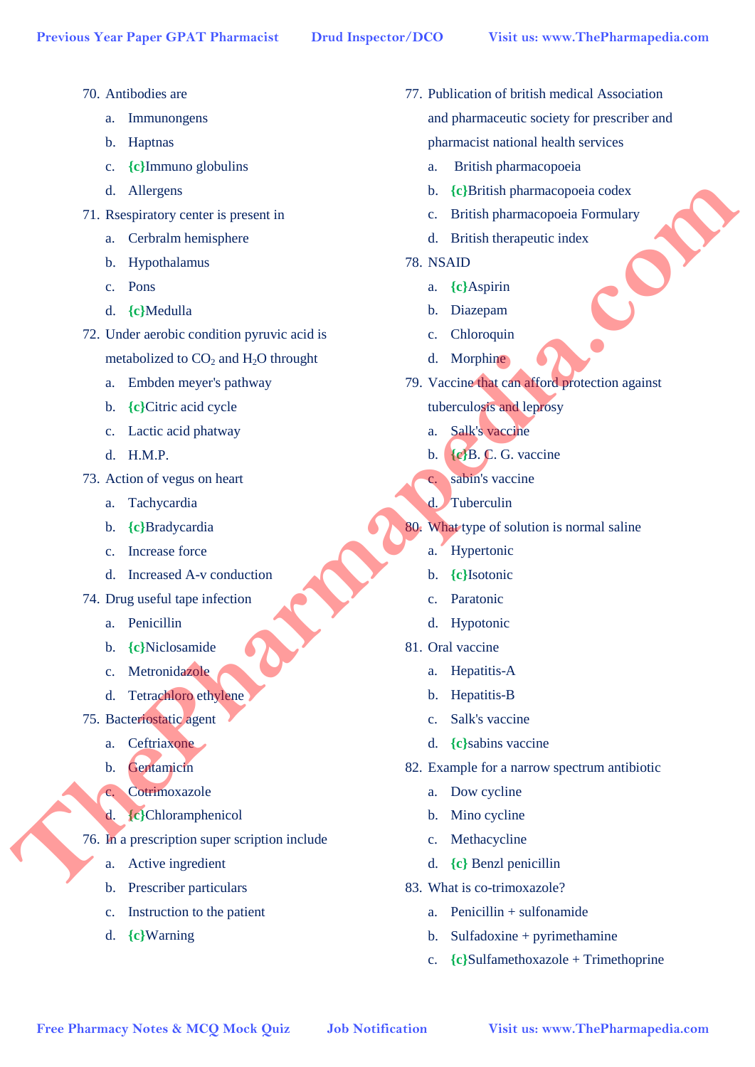70. Antibodies are
    a. Immunongens
    b. Haptnas
    c. {c}Immuno globulins
    d. Allergens
71. Rsespiratory center is present in
    a. Cerbralm hemisphere
    b. Hypothalamus
    c. Pons
    d. {c}Medulla
72. Under aerobic condition pyruvic acid is metabolized to $CO_2$ and $H_2O$ throught
    a. Embden meyer's pathway
    b. {c}Citric acid cycle
    c. Lactic acid phatway
    d. H.M.P.
73. Action of vegus on heart
    a. Tachycardia
    b. {c}Bradycardia
    c. Increase force
    d. Increased A-v conduction
74. Drug useful tape infection
    a. Penicillin
    b. {c}Niclosamide
    c. Metronidazole
    d. Tetrachloro ethylene
75. Bacteriostatic agent
    a. Ceftriaxone
    b. Gentamicin
    c. Cotrimoxazole
    d. {c}Chloramphenicol
76. In a prescription super scription include
    a. Active ingredient
    b. Prescriber particulars
    c. Instruction to the patient
    d. {c}Warning
77. Publication of british medical Association and pharmaceutic society for prescriber and pharmacist national health services
    a. British pharmacopoeia
    b. {c}British pharmacopoeia codex
    c. British pharmacopoeia Formulary
    d. British therapeutic index
78. NSAID
    a. {c}Aspirin
    b. Diazepam
    c. Chloroquin
    d. Morphine
79. Vaccine that can afford protection against tuberculosis and leprosy
    a. Salk's vaccine
    b. {c}B. C. G. vaccine
    c. sabin's vaccine
    d. Tuberculin
80. What type of solution is normal saline
    a. Hypertonic
    b. {c}Isotonic
    c. Paratonic
    d. Hypotonic
81. Oral vaccine
    a. Hepatitis-A
    b. Hepatitis-B
    c. Salk's vaccine
    d. {c}sabins vaccine
82. Example for a narrow spectrum antibiotic
    a. Dow cycline
    b. Mino cycline
    c. Methacycline
    d. {c} Benzl penicillin
83. What is co-trimoxazole?
    a. Penicillin + sulfonamide
    b. Sulfadoxine + pyrimethamine
    c. {c}Sulfamethoxazole + Trimethoprine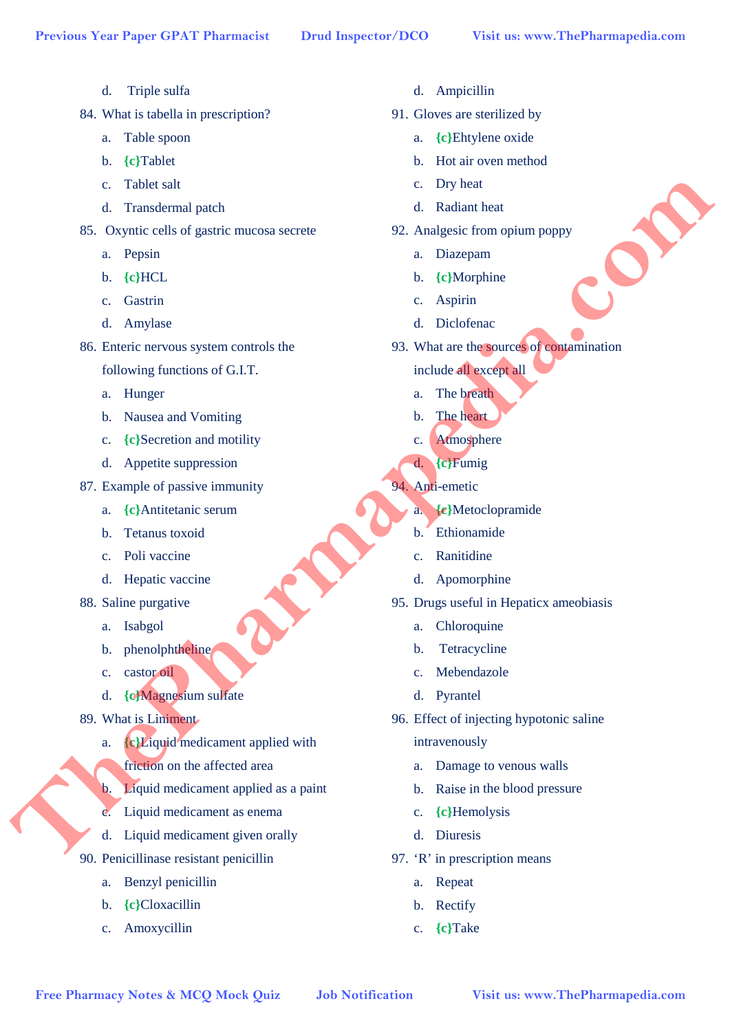d. Triple sulfa

84. What is tabella in prescription?
   a. Table spoon
   b. {c}Tablet
   c. Tablet salt
   d. Transdermal patch

85. Oxyntic cells of gastric mucosa secrete
   a. Pepsin
   b. {c}HCL
   c. Gastrin
   d. Amylase

86. Enteric nervous system controls the following functions of G.I.T.
   a. Hunger
   b. Nausea and Vomiting
   c. {c}Secretion and motility
   d. Appetite suppression

87. Example of passive immunity
   a. {c}Antitetanic serum
   b. Tetanus toxoid
   c. Poli vaccine
   d. Hepatic vaccine

88. Saline purgative
   a. Isabgol
   b. phenolphtheline
   c. castor oil
   d. {c}Magnesium sulfate

89. What is Liniment
   a. {c}Liquid medicament applied with friction on the affected area
   b. Liquid medicament applied as a paint
   c. Liquid medicament as enema
   d. Liquid medicament given orally

90. Penicillinase resistant penicillin
   a. Benzyl penicillin
   b. {c}Cloxacillin
   c. Amoxycillin
   d. Ampicillin

91. Gloves are sterilized by
   a. {c}Ehtylene oxide
   b. Hot air oven method
   c. Dry heat
   d. Radiant heat

92. Analgesic from opium poppy
   a. Diazepam
   b. {c}Morphine
   c. Aspirin
   d. Diclofenac

93. What are the sources of contamination include all except all
   a. The breath
   b. The heart
   c. Atmosphere
   d. {c}Fumig

94. Anti-emetic
   a. {c}Metoclopramide
   b. Ethionamide
   c. Ranitidine
   d. Apomorphine

95. Drugs useful in Hepaticx ameobiasis
   a. Chloroquine
   b. Tetracycline
   c. Mebendazole
   d. Pyrantel

96. Effect of injecting hypotonic saline intravenously
   a. Damage to venous walls
   b. Raise in the blood pressure
   c. {c}Hemolysis
   d. Diuresis

97. 'R' in prescription means
   a. Repeat
   b. Rectify
   c. {c}Take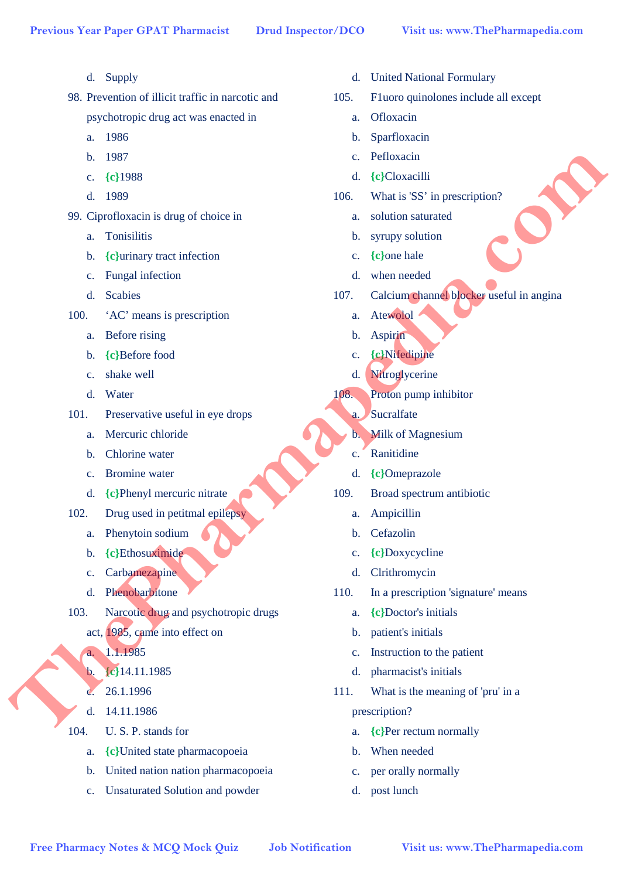d. Supply

98. Prevention of illicit traffic in narcotic and psychotropic drug act was enacted in
   a. 1986
   b. 1987
   c. {c}1988
   d. 1989

99. Ciprofloxacin is drug of choice in
   a. Tonisilitis
   b. {c}urinary tract infection
   c. Fungal infection
   d. Scabies

100. 'AC' means is prescription
   a. Before rising
   b. {c}Before food
   c. shake well
   d. Water

101. Preservative useful in eye drops
   a. Mercuric chloride
   b. Chlorine water
   c. Bromine water
   d. {c}Phenyl mercuric nitrate

102. Drug used in petitmal epilepsy
   a. Phenytoin sodium
   b. {c}Ethosuximide
   c. Carbamezapine
   d. Phenobarbitone

103. Narcotic drug and psychotropic drugs act, 1985, came into effect on
   a. 1.1.1985
   b. {c}14.11.1985
   c. 26.1.1996
   d. 14.11.1986

104. U. S. P. stands for
   a. {c}United state pharmacopoeia
   b. United nation nation pharmacopoeia
   c. Unsaturated Solution and powder
   d. United National Formulary

105. F1uoro quinolones include all except
   a. Ofloxacin
   b. Sparfloxacin
   c. Pefloxacin
   d. {c}Cloxacilli

106. What is 'SS' in prescription?
   a. solution saturated
   b. syrupy solution
   c. {c}one hale
   d. when needed

107. Calcium channel blocker useful in angina
   a. Atewolol
   b. Aspirin
   c. {c}Nifedipine
   d. Nitroglycerine

108. Proton pump inhibitor
   a. Sucralfate
   b. Milk of Magnesium
   c. Ranitidine
   d. {c}Omeprazole

109. Broad spectrum antibiotic
   a. Ampicillin
   b. Cefazolin
   c. {c}Doxycycline
   d. Clrithromycin

110. In a prescription 'signature' means
   a. {c}Doctor's initials
   b. patient's initials
   c. Instruction to the patient
   d. pharmacist's initials

111. What is the meaning of 'pru' in a prescription?
   a. {c}Per rectum normally
   b. When needed
   c. per orally normally
   d. post lunch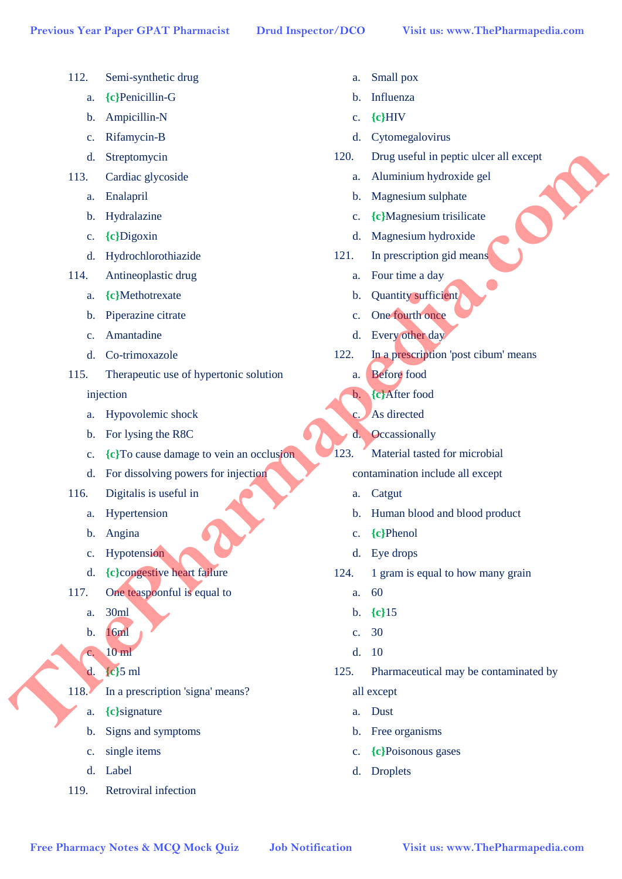112. Semi-synthetic drug
   a. {c}Penicillin-G
   b. Ampicillin-N
   c. Rifamycin-B
   d. Streptomycin

113. Cardiac glycoside
   a. Enalapril
   b. Hydralazine
   c. {c}Digoxin
   d. Hydrochlorothiazide

114. Antineoplastic drug
   a. {c}Methotrexate
   b. Piperazine citrate
   c. Amantadine
   d. Co-trimoxazole

115. Therapeutic use of hypertonic solution injection
   a. Hypovolemic shock
   b. For lysing the R8C
   c. {c}To cause damage to vein an occlusion
   d. For dissolving powers for injection

116. Digitalis is useful in
   a. Hypertension
   b. Angina
   c. Hypotension
   d. {c}congestive heart failure

117. One teaspoonful is equal to
   a. 30ml
   b. 16ml
   c. 10 ml
   d. {c}5 ml

118. In a prescription 'signa' means?
   a. {c}signature
   b. Signs and symptoms
   c. single items
   d. Label

119. Retroviral infection
   a. Small pox
   b. Influenza
   c. {c}HIV
   d. Cytomegalovirus

120. Drug useful in peptic ulcer all except
   a. Aluminium hydroxide gel
   b. Magnesium sulphate
   c. {c}Magnesium trisilicate
   d. Magnesium hydroxide

121. In prescription gid means
   a. Four time a day
   b. Quantity sufficient
   c. One fourth once
   d. Every other day

122. In a prescription 'post cibum' means
   a. Before food
   b. {c}After food
   c. As directed
   d. Occassionally

123. Material tasted for microbial contamination include all except
   a. Catgut
   b. Human blood and blood product
   c. {c}Phenol
   d. Eye drops

124. 1 gram is equal to how many grain
   a. 60
   b. {c}15
   c. 30
   d. 10

125. Pharmaceutical may be contaminated by all except
   a. Dust
   b. Free organisms
   c. {c}Poisonous gases
   d. Droplets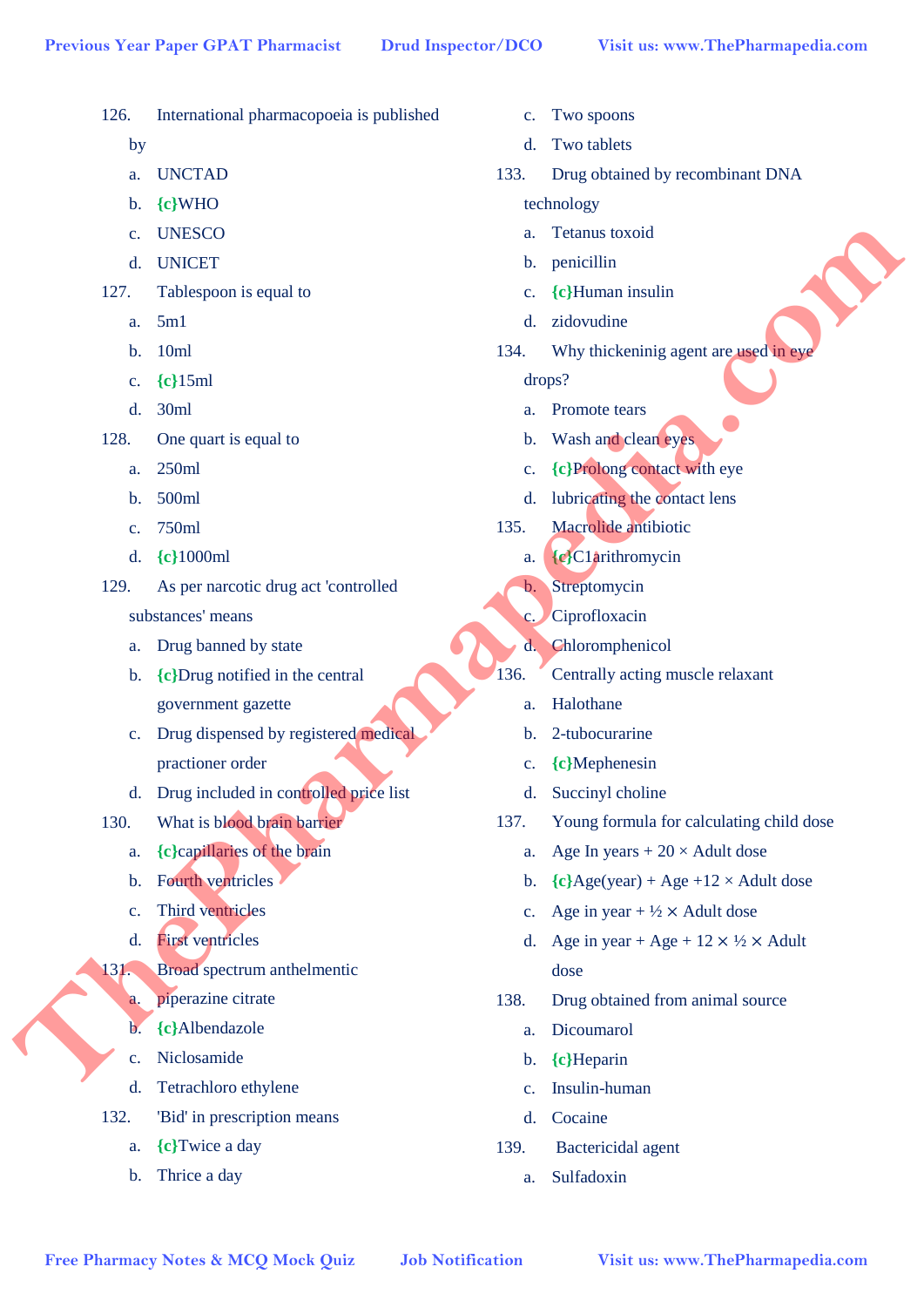126. International pharmacopoeia is published by

a. UNCTAD
b. {c}WHO
c. UNESCO
d. UNICET

127. Tablespoon is equal to

a. 5m1
b. 10ml
c. {c}15ml
d. 30ml

128. One quart is equal to

a. 250ml
b. 500ml
c. 750ml
d. {c}1000ml

129. As per narcotic drug act 'controlled substances' means

a. Drug banned by state
b. {c}Drug notified in the central government gazette
c. Drug dispensed by registered medical practioner order
d. Drug included in controlled price list

130. What is blood brain barrier

a. {c}capillaries of the brain
b. Fourth ventricles
c. Third ventricles
d. First ventricles

131. Broad spectrum anthelmentic

a. piperazine citrate
b. {c}Albendazole
c. Niclosamide
d. Tetrachloro ethylene

132. 'Bid' in prescription means

a. {c}Twice a day
b. Thrice a day
c. Two spoons
d. Two tablets

133. Drug obtained by recombinant DNA technology

a. Tetanus toxoid
b. penicillin
c. {c}Human insulin
d. zidovudine

134. Why thickeninig agent are used in eye drops?

a. Promote tears
b. Wash and clean eyes
c. {c}Prolong contact with eye
d. lubricating the contact lens

135. Macrolide antibiotic

a. {c}C1arithromycin
b. Streptomycin
c. Ciprofloxacin
d. Chloromphenicol

136. Centrally acting muscle relaxant

a. Halothane
b. 2-tubocurarine
c. {c}Mephenesin
d. Succinyl choline

137. Young formula for calculating child dose

a. Age In years + 20 × Adult dose
b. {c}Age(year) + Age +12 × Adult dose
c. Age in year + ½ × Adult dose
d. Age in year + Age + 12 × ½ × Adult dose

138. Drug obtained from animal source

a. Dicoumarol
b. {c}Heparin
c. Insulin-human
d. Cocaine

139. Bactericidal agent

a. Sulfadoxin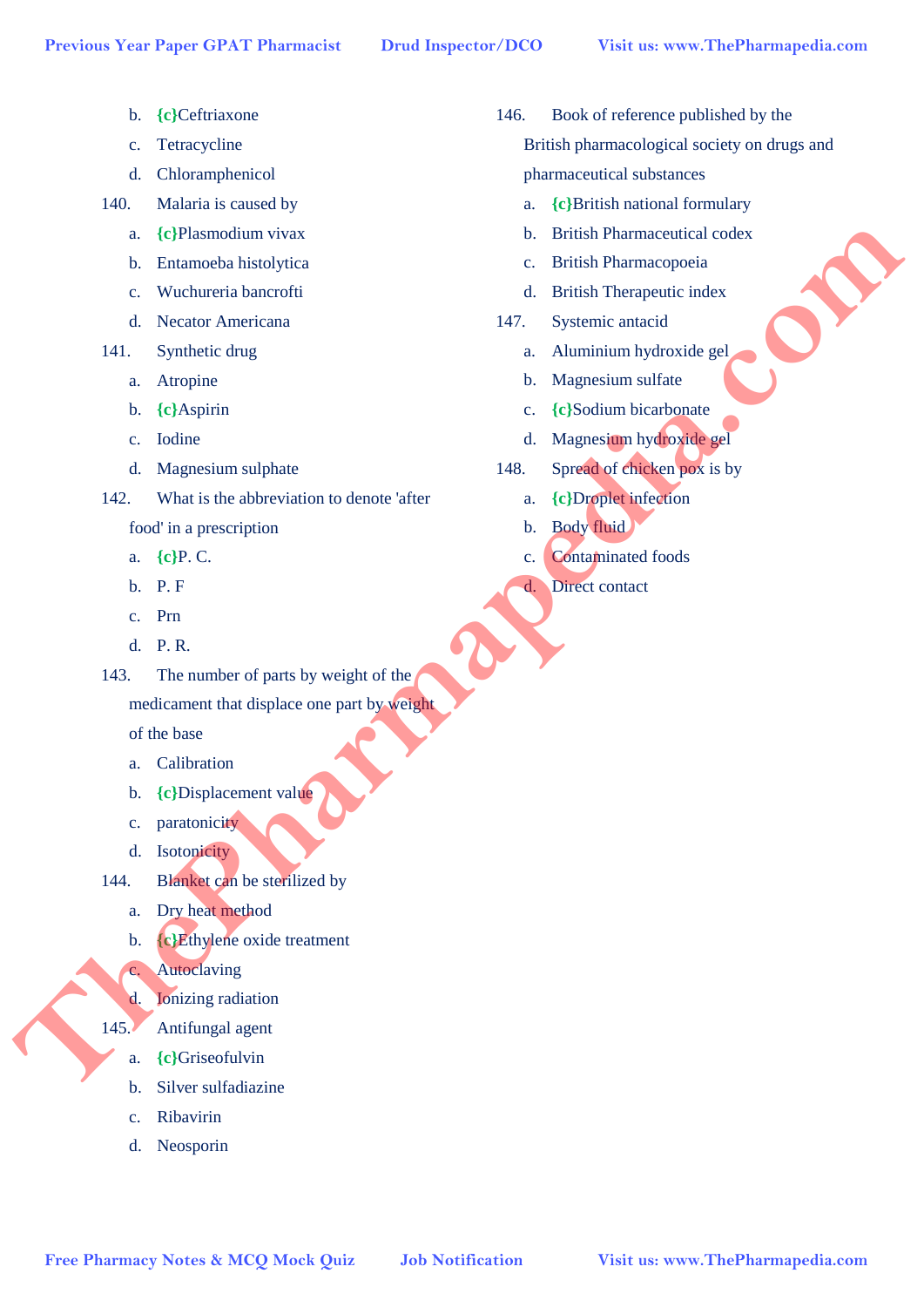b. {c}Ceftriaxone
c. Tetracycline
d. Chloramphenicol

140. Malaria is caused by
a. {c}Plasmodium vivax
b. Entamoeba histolytica
c. Wuchureria bancrofti
d. Necator Americana

141. Synthetic drug
a. Atropine
b. {c}Aspirin
c. Iodine
d. Magnesium sulphate

142. What is the abbreviation to denote 'after food' in a prescription
a. {c}P. C.
b. P. F
c. Prn
d. P. R.

143. The number of parts by weight of the medicament that displace one part by weight of the base
a. Calibration
b. {c}Displacement value
c. paratonicity
d. Isotonicity

144. Blanket can be sterilized by
a. Dry heat method
b. {c}Ethylene oxide treatment
c. Autoclaving
d. Ionizing radiation

145. Antifungal agent
a. {c}Griseofulvin
b. Silver sulfadiazine
c. Ribavirin
d. Neosporin

146. Book of reference published by the British pharmacological society on drugs and pharmaceutical substances
a. {c}British national formulary
b. British Pharmaceutical codex
c. British Pharmacopoeia
d. British Therapeutic index

147. Systemic antacid
a. Aluminium hydroxide gel
b. Magnesium sulfate
c. {c}Sodium bicarbonate
d. Magnesium hydroxide gel

148. Spread of chicken pox is by
a. {c}Droplet infection
b. Body fluid
c. Contaminated foods
d. Direct contact